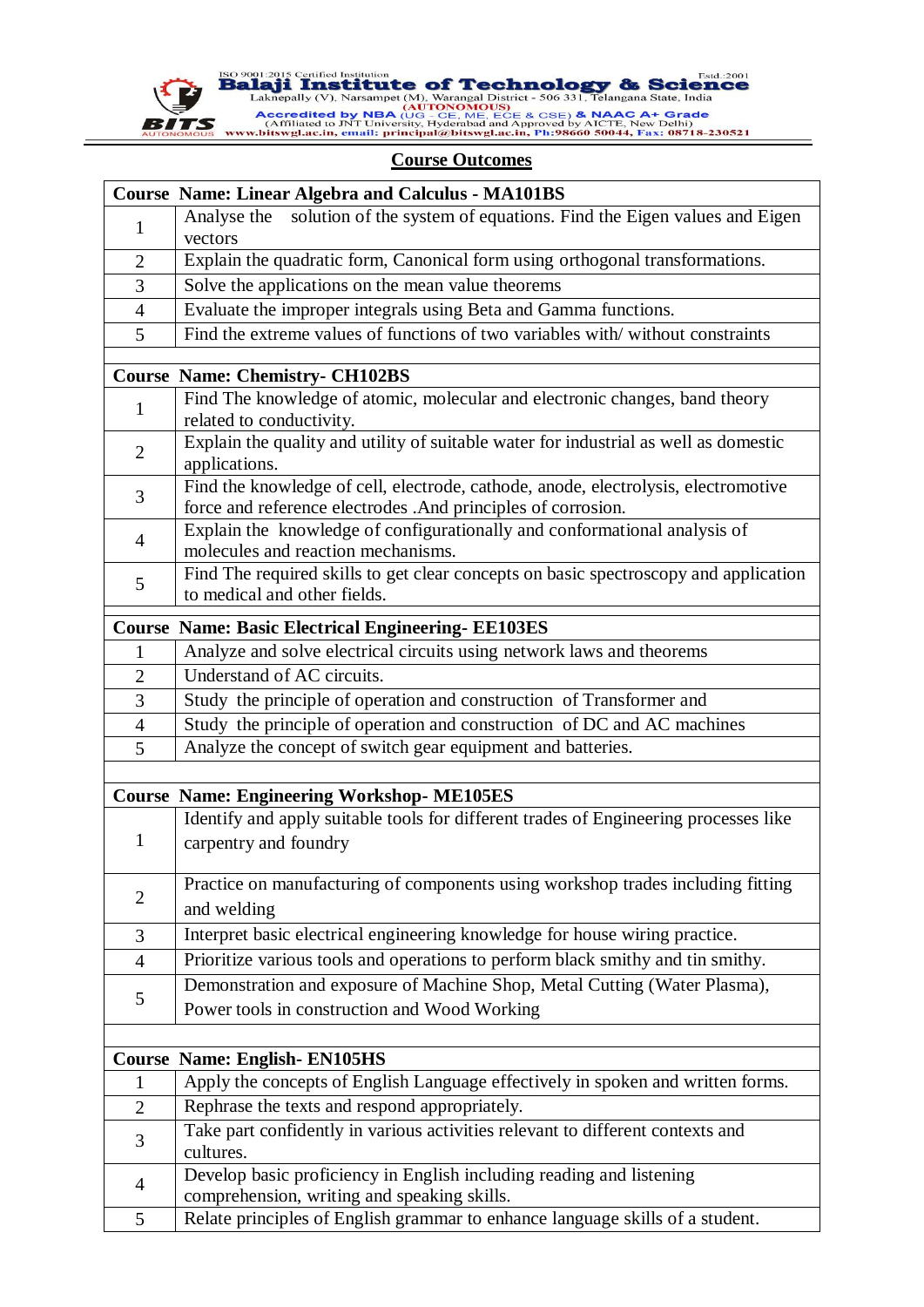Balaji Institute of Technology & Science

Laknepally (V), Narsampet (M), Warangal District - 506 331, Telangana State, India

(AUTONOMOUS)

Accredited by NBA (UG - CE, ME, ECE & CSE) & NAAC A+ Grade

(Affiliated to JNT University, Hyderabad and Approved by AICTE, New Delhi)

www.bitswgl.ac.in, email: principal@bitswgl.ac.in, Ph:98660 50044, Fax: 08718-230521

ISO 9001:2015 Certified Institution Estd.:2001

## Course Outcomes

| Course | Name: Linear Algebra and Calculus - MA101BS |
|---|---|
| 1 | Analyse the solution of the system of equations. Find the Eigen values and Eigen vectors |
| 2 | Explain the quadratic form, Canonical form using orthogonal transformations. |
| 3 | Solve the applications on the mean value theorems |
| 4 | Evaluate the improper integrals using Beta and Gamma functions. |
| 5 | Find the extreme values of functions of two variables with/ without constraints |
| | |
| **Course** | **Name: Chemistry- CH102BS** |
| 1 | Find The knowledge of atomic, molecular and electronic changes, band theory related to conductivity. |
| 2 | Explain the quality and utility of suitable water for industrial as well as domestic applications. |
| 3 | Find the knowledge of cell, electrode, cathode, anode, electrolysis, electromotive force and reference electrodes .And principles of corrosion. |
| 4 | Explain the knowledge of configurationally and conformational analysis of molecules and reaction mechanisms. |
| 5 | Find The required skills to get clear concepts on basic spectroscopy and application to medical and other fields. |
| | |
| **Course** | **Name: Basic Electrical Engineering- EE103ES** |
| 1 | Analyze and solve electrical circuits using network laws and theorems |
| 2 | Understand of AC circuits. |
| 3 | Study the principle of operation and construction of Transformer and |
| 4 | Study the principle of operation and construction of DC and AC machines |
| 5 | Analyze the concept of switch gear equipment and batteries. |
| | |
| **Course** | **Name: Engineering Workshop- ME105ES** |
| 1 | Identify and apply suitable tools for different trades of Engineering processes like carpentry and foundry |
| 2 | Practice on manufacturing of components using workshop trades including fitting and welding |
| 3 | Interpret basic electrical engineering knowledge for house wiring practice. |
| 4 | Prioritize various tools and operations to perform black smithy and tin smithy. |
| 5 | Demonstration and exposure of Machine Shop, Metal Cutting (Water Plasma), Power tools in construction and Wood Working |
| | |
| **Course** | **Name: English- EN105HS** |
| 1 | Apply the concepts of English Language effectively in spoken and written forms. |
| 2 | Rephrase the texts and respond appropriately. |
| 3 | Take part confidently in various activities relevant to different contexts and cultures. |
| 4 | Develop basic proficiency in English including reading and listening comprehension, writing and speaking skills. |
| 5 | Relate principles of English grammar to enhance language skills of a student. |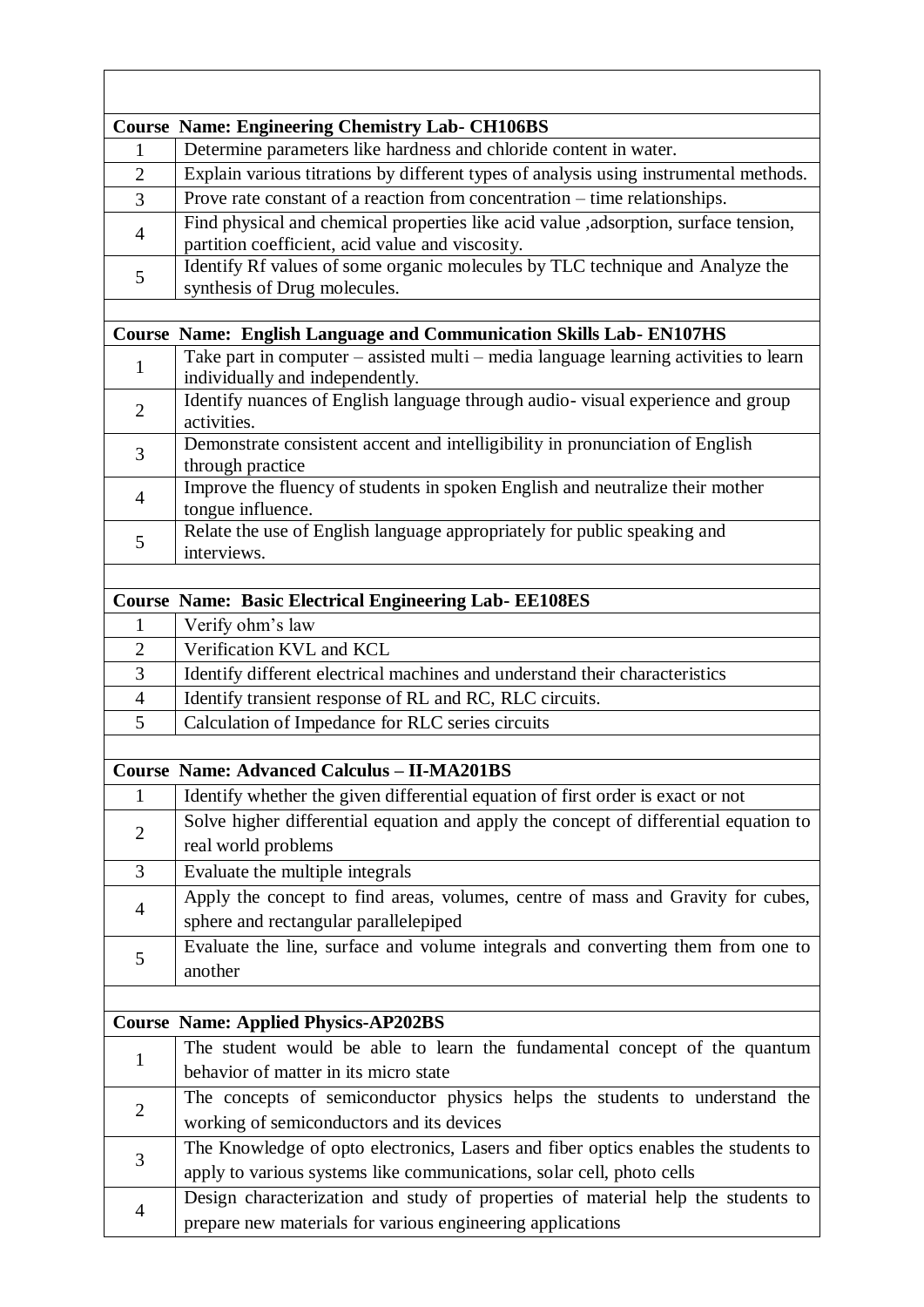| | |
|---|---|
| **Course Name: Engineering Chemistry Lab- CH106BS** | |
| 1 | Determine parameters like hardness and chloride content in water. |
| 2 | Explain various titrations by different types of analysis using instrumental methods. |
| 3 | Prove rate constant of a reaction from concentration – time relationships. |
| 4 | Find physical and chemical properties like acid value ,adsorption, surface tension, partition coefficient, acid value and viscosity. |
| 5 | Identify Rf values of some organic molecules by TLC technique and Analyze the synthesis of Drug molecules. |
| | |
| **Course Name: English Language and Communication Skills Lab- EN107HS** | |
| 1 | Take part in computer – assisted multi – media language learning activities to learn individually and independently. |
| 2 | Identify nuances of English language through audio- visual experience and group activities. |
| 3 | Demonstrate consistent accent and intelligibility in pronunciation of English through practice |
| 4 | Improve the fluency of students in spoken English and neutralize their mother tongue influence. |
| 5 | Relate the use of English language appropriately for public speaking and interviews. |
| | |
| **Course Name: Basic Electrical Engineering Lab- EE108ES** | |
| 1 | Verify ohm's law |
| 2 | Verification KVL and KCL |
| 3 | Identify different electrical machines and understand their characteristics |
| 4 | Identify transient response of RL and RC, RLC circuits. |
| 5 | Calculation of Impedance for RLC series circuits |
| | |
| **Course Name: Advanced Calculus – II-MA201BS** | |
| 1 | Identify whether the given differential equation of first order is exact or not |
| 2 | Solve higher differential equation and apply the concept of differential equation to real world problems |
| 3 | Evaluate the multiple integrals |
| 4 | Apply the concept to find areas, volumes, centre of mass and Gravity for cubes, sphere and rectangular parallelepiped |
| 5 | Evaluate the line, surface and volume integrals and converting them from one to another |
| | |
| **Course Name: Applied Physics-AP202BS** | |
| 1 | The student would be able to learn the fundamental concept of the quantum behavior of matter in its micro state |
| 2 | The concepts of semiconductor physics helps the students to understand the working of semiconductors and its devices |
| 3 | The Knowledge of opto electronics, Lasers and fiber optics enables the students to apply to various systems like communications, solar cell, photo cells |
| 4 | Design characterization and study of properties of material help the students to prepare new materials for various engineering applications |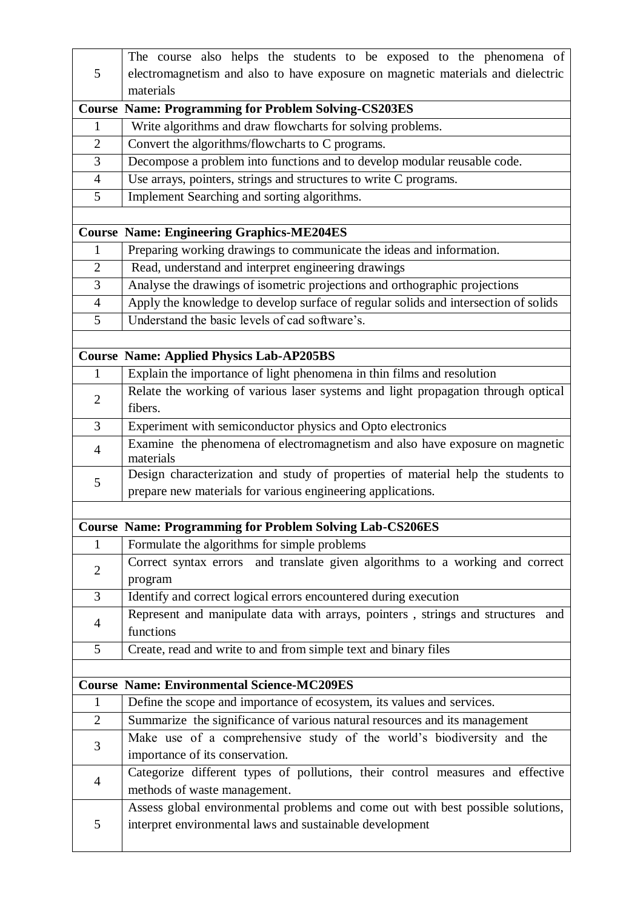| | |
|---|---|
| 5 | The course also helps the students to be exposed to the phenomena of electromagnetism and also to have exposure on magnetic materials and dielectric materials |
| **Course Name: Programming for Problem Solving-CS203ES** | |
| 1 | Write algorithms and draw flowcharts for solving problems. |
| 2 | Convert the algorithms/flowcharts to C programs. |
| 3 | Decompose a problem into functions and to develop modular reusable code. |
| 4 | Use arrays, pointers, strings and structures to write C programs. |
| 5 | Implement Searching and sorting algorithms. |
| | |
| **Course Name: Engineering Graphics-ME204ES** | |
| 1 | Preparing working drawings to communicate the ideas and information. |
| 2 | Read, understand and interpret engineering drawings |
| 3 | Analyse the drawings of isometric projections and orthographic projections |
| 4 | Apply the knowledge to develop surface of regular solids and intersection of solids |
| 5 | Understand the basic levels of cad software's. |
| | |
| **Course Name: Applied Physics Lab-AP205BS** | |
| 1 | Explain the importance of light phenomena in thin films and resolution |
| 2 | Relate the working of various laser systems and light propagation through optical fibers. |
| 3 | Experiment with semiconductor physics and Opto electronics |
| 4 | Examine the phenomena of electromagnetism and also have exposure on magnetic materials |
| 5 | Design characterization and study of properties of material help the students to prepare new materials for various engineering applications. |
| | |
| **Course Name: Programming for Problem Solving Lab-CS206ES** | |
| 1 | Formulate the algorithms for simple problems |
| 2 | Correct syntax errors and translate given algorithms to a working and correct program |
| 3 | Identify and correct logical errors encountered during execution |
| 4 | Represent and manipulate data with arrays, pointers , strings and structures and functions |
| 5 | Create, read and write to and from simple text and binary files |
| | |
| **Course Name: Environmental Science-MC209ES** | |
| 1 | Define the scope and importance of ecosystem, its values and services. |
| 2 | Summarize the significance of various natural resources and its management |
| 3 | Make use of a comprehensive study of the world's biodiversity and the importance of its conservation. |
| 4 | Categorize different types of pollutions, their control measures and effective methods of waste management. |
| 5 | Assess global environmental problems and come out with best possible solutions, interpret environmental laws and sustainable development |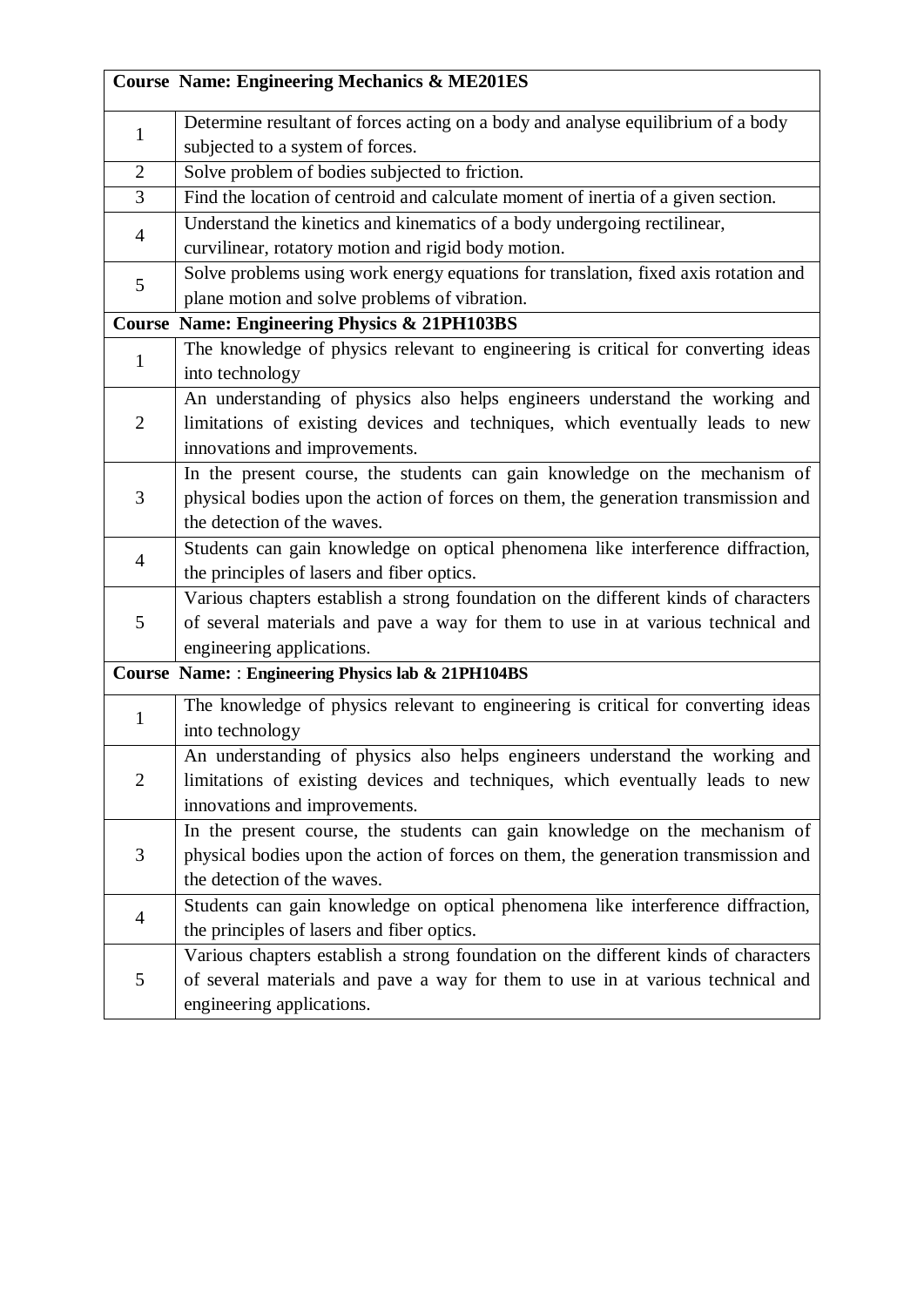| | |
|---|---|
| **Course Name: Engineering Mechanics & ME201ES** | |
| 1 | Determine resultant of forces acting on a body and analyse equilibrium of a body subjected to a system of forces. |
| 2 | Solve problem of bodies subjected to friction. |
| 3 | Find the location of centroid and calculate moment of inertia of a given section. |
| 4 | Understand the kinetics and kinematics of a body undergoing rectilinear, curvilinear, rotatory motion and rigid body motion. |
| 5 | Solve problems using work energy equations for translation, fixed axis rotation and plane motion and solve problems of vibration. |
| **Course Name: Engineering Physics & 21PH103BS** | |
| 1 | The knowledge of physics relevant to engineering is critical for converting ideas into technology |
| 2 | An understanding of physics also helps engineers understand the working and limitations of existing devices and techniques, which eventually leads to new innovations and improvements. |
| 3 | In the present course, the students can gain knowledge on the mechanism of physical bodies upon the action of forces on them, the generation transmission and the detection of the waves. |
| 4 | Students can gain knowledge on optical phenomena like interference diffraction, the principles of lasers and fiber optics. |
| 5 | Various chapters establish a strong foundation on the different kinds of characters of several materials and pave a way for them to use in at various technical and engineering applications. |
| **Course Name: : Engineering Physics lab & 21PH104BS** | |
| 1 | The knowledge of physics relevant to engineering is critical for converting ideas into technology |
| 2 | An understanding of physics also helps engineers understand the working and limitations of existing devices and techniques, which eventually leads to new innovations and improvements. |
| 3 | In the present course, the students can gain knowledge on the mechanism of physical bodies upon the action of forces on them, the generation transmission and the detection of the waves. |
| 4 | Students can gain knowledge on optical phenomena like interference diffraction, the principles of lasers and fiber optics. |
| 5 | Various chapters establish a strong foundation on the different kinds of characters of several materials and pave a way for them to use in at various technical and engineering applications. |